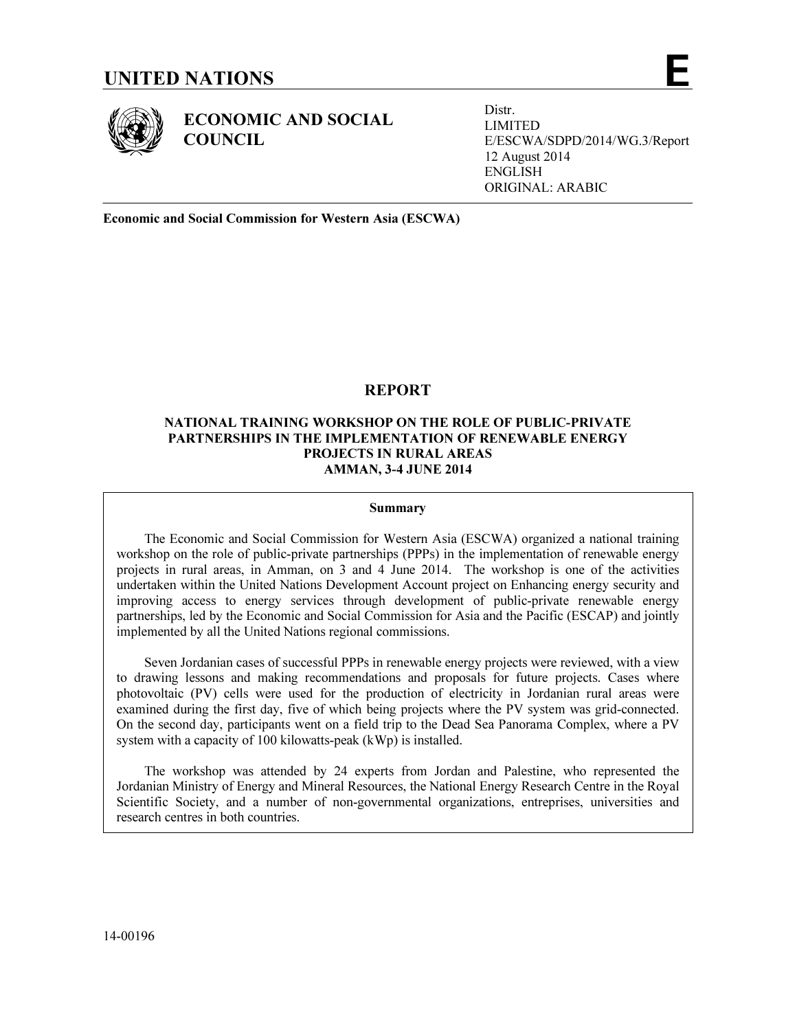# UNITED NATIONS **E**

**ECONOMIC AND SOCIAL COUNCIL**

Distr.
LIMITED
E/ESCWA/SDPD/2014/WG.3/Report
12 August 2014
ENGLISH
ORIGINAL: ARABIC

**Economic and Social Commission for Western Asia (ESCWA)**

## REPORT

### NATIONAL TRAINING WORKSHOP ON THE ROLE OF PUBLIC-PRIVATE PARTNERSHIPS IN THE IMPLEMENTATION OF RENEWABLE ENERGY PROJECTS IN RURAL AREAS AMMAN, 3-4 JUNE 2014

**Summary**

The Economic and Social Commission for Western Asia (ESCWA) organized a national training workshop on the role of public-private partnerships (PPPs) in the implementation of renewable energy projects in rural areas, in Amman, on 3 and 4 June 2014. The workshop is one of the activities undertaken within the United Nations Development Account project on Enhancing energy security and improving access to energy services through development of public-private renewable energy partnerships, led by the Economic and Social Commission for Asia and the Pacific (ESCAP) and jointly implemented by all the United Nations regional commissions.

Seven Jordanian cases of successful PPPs in renewable energy projects were reviewed, with a view to drawing lessons and making recommendations and proposals for future projects. Cases where photovoltaic (PV) cells were used for the production of electricity in Jordanian rural areas were examined during the first day, five of which being projects where the PV system was grid-connected. On the second day, participants went on a field trip to the Dead Sea Panorama Complex, where a PV system with a capacity of 100 kilowatts-peak (kWp) is installed.

The workshop was attended by 24 experts from Jordan and Palestine, who represented the Jordanian Ministry of Energy and Mineral Resources, the National Energy Research Centre in the Royal Scientific Society, and a number of non-governmental organizations, entreprises, universities and research centres in both countries.

14-00196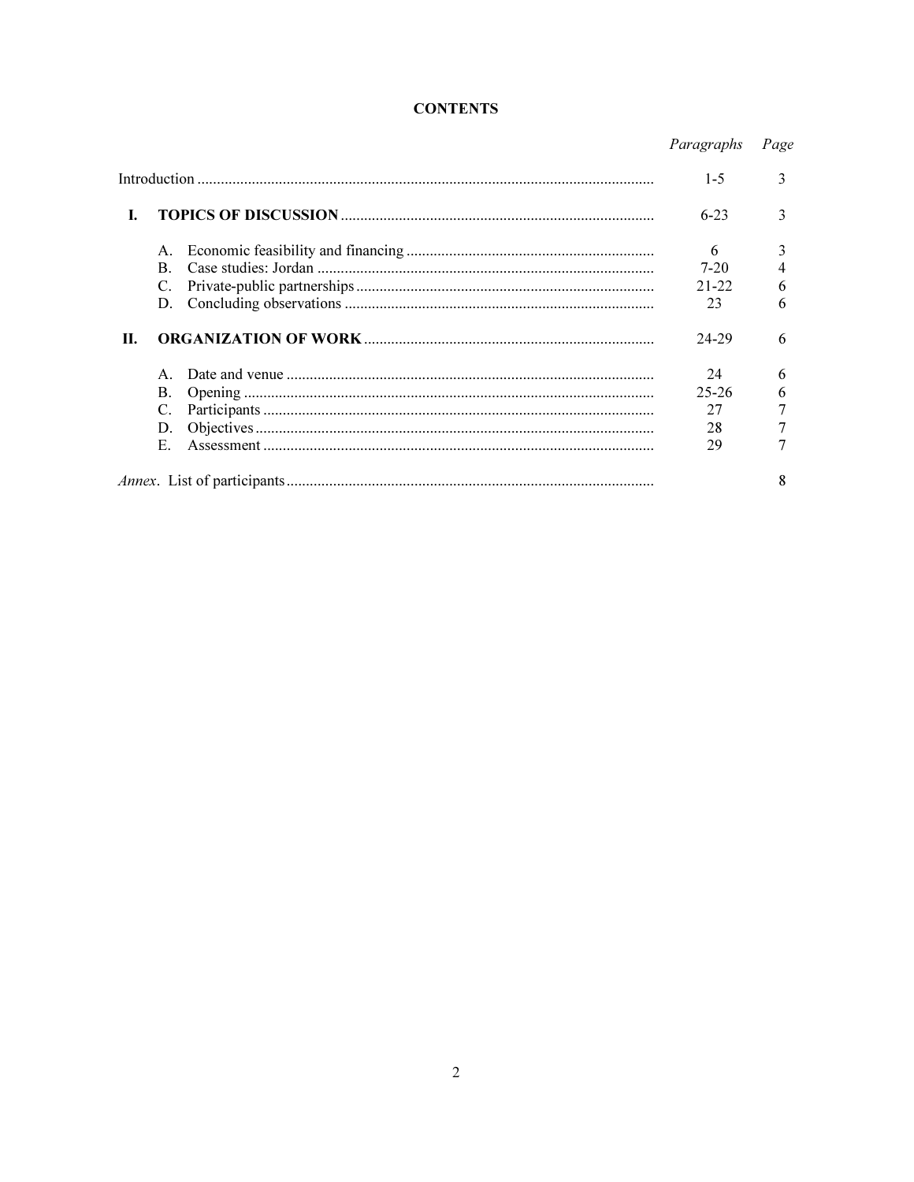**CONTENTS**

| | | *Paragraphs* | *Page* |
|---|---|---|---|
| Introduction | | 1-5 | 3 |
| **I.** | **TOPICS OF DISCUSSION** | 6-23 | 3 |
| | A. Economic feasibility and financing | 6 | 3 |
| | B. Case studies: Jordan | 7-20 | 4 |
| | C. Private-public partnerships | 21-22 | 6 |
| | D. Concluding observations | 23 | 6 |
| **II.** | **ORGANIZATION OF WORK** | 24-29 | 6 |
| | A. Date and venue | 24 | 6 |
| | B. Opening | 25-26 | 6 |
| | C. Participants | 27 | 7 |
| | D. Objectives | 28 | 7 |
| | E. Assessment | 29 | 7 |
| *Annex*. List of participants | | | 8 |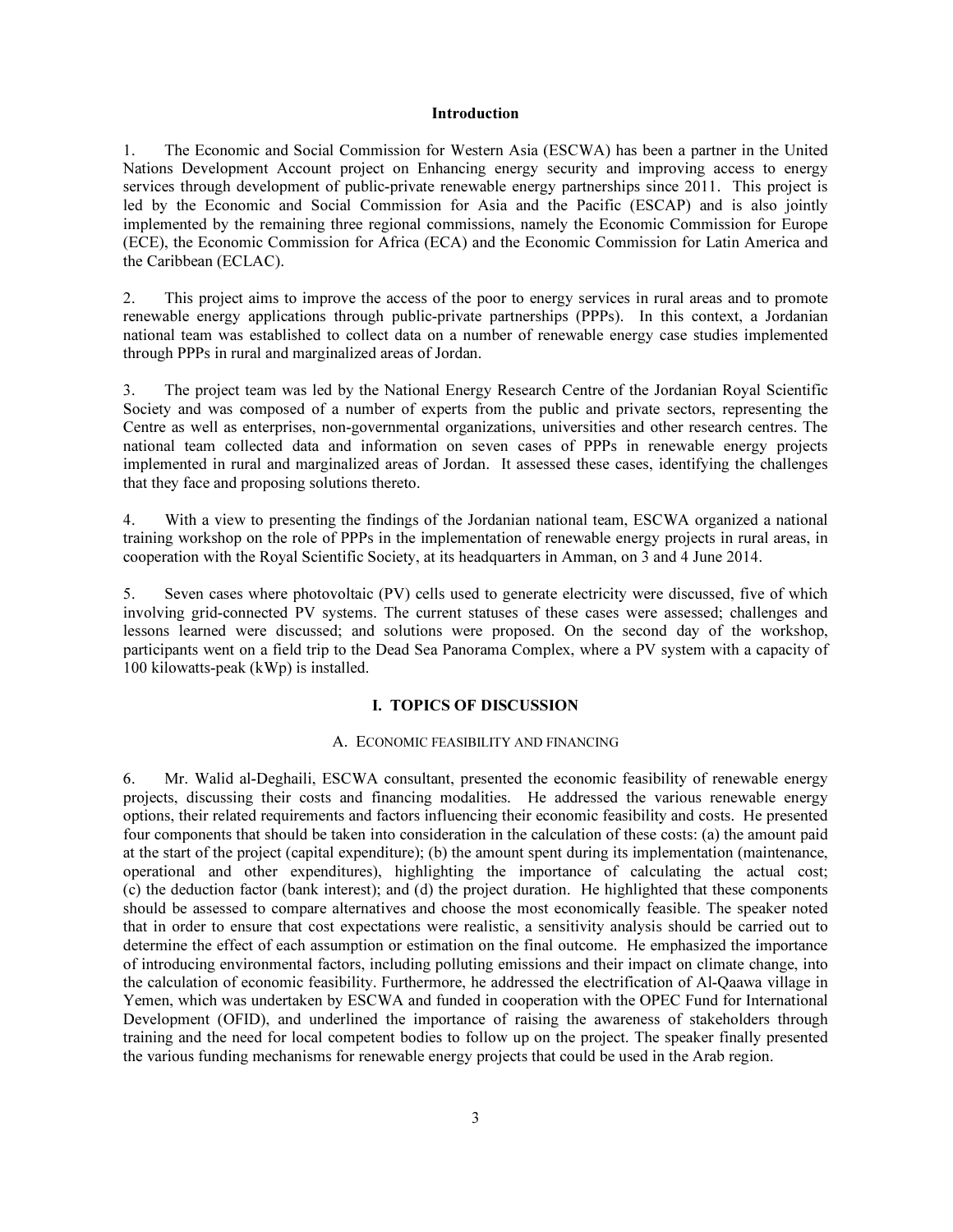## Introduction

1. The Economic and Social Commission for Western Asia (ESCWA) has been a partner in the United Nations Development Account project on Enhancing energy security and improving access to energy services through development of public-private renewable energy partnerships since 2011. This project is led by the Economic and Social Commission for Asia and the Pacific (ESCAP) and is also jointly implemented by the remaining three regional commissions, namely the Economic Commission for Europe (ECE), the Economic Commission for Africa (ECA) and the Economic Commission for Latin America and the Caribbean (ECLAC).

2. This project aims to improve the access of the poor to energy services in rural areas and to promote renewable energy applications through public-private partnerships (PPPs). In this context, a Jordanian national team was established to collect data on a number of renewable energy case studies implemented through PPPs in rural and marginalized areas of Jordan.

3. The project team was led by the National Energy Research Centre of the Jordanian Royal Scientific Society and was composed of a number of experts from the public and private sectors, representing the Centre as well as enterprises, non-governmental organizations, universities and other research centres. The national team collected data and information on seven cases of PPPs in renewable energy projects implemented in rural and marginalized areas of Jordan. It assessed these cases, identifying the challenges that they face and proposing solutions thereto.

4. With a view to presenting the findings of the Jordanian national team, ESCWA organized a national training workshop on the role of PPPs in the implementation of renewable energy projects in rural areas, in cooperation with the Royal Scientific Society, at its headquarters in Amman, on 3 and 4 June 2014.

5. Seven cases where photovoltaic (PV) cells used to generate electricity were discussed, five of which involving grid-connected PV systems. The current statuses of these cases were assessed; challenges and lessons learned were discussed; and solutions were proposed. On the second day of the workshop, participants went on a field trip to the Dead Sea Panorama Complex, where a PV system with a capacity of 100 kilowatts-peak (kWp) is installed.

## I. TOPICS OF DISCUSSION

### A. Economic feasibility and financing

6. Mr. Walid al-Deghaili, ESCWA consultant, presented the economic feasibility of renewable energy projects, discussing their costs and financing modalities. He addressed the various renewable energy options, their related requirements and factors influencing their economic feasibility and costs. He presented four components that should be taken into consideration in the calculation of these costs: (a) the amount paid at the start of the project (capital expenditure); (b) the amount spent during its implementation (maintenance, operational and other expenditures), highlighting the importance of calculating the actual cost; (c) the deduction factor (bank interest); and (d) the project duration. He highlighted that these components should be assessed to compare alternatives and choose the most economically feasible. The speaker noted that in order to ensure that cost expectations were realistic, a sensitivity analysis should be carried out to determine the effect of each assumption or estimation on the final outcome. He emphasized the importance of introducing environmental factors, including polluting emissions and their impact on climate change, into the calculation of economic feasibility. Furthermore, he addressed the electrification of Al-Qaawa village in Yemen, which was undertaken by ESCWA and funded in cooperation with the OPEC Fund for International Development (OFID), and underlined the importance of raising the awareness of stakeholders through training and the need for local competent bodies to follow up on the project. The speaker finally presented the various funding mechanisms for renewable energy projects that could be used in the Arab region.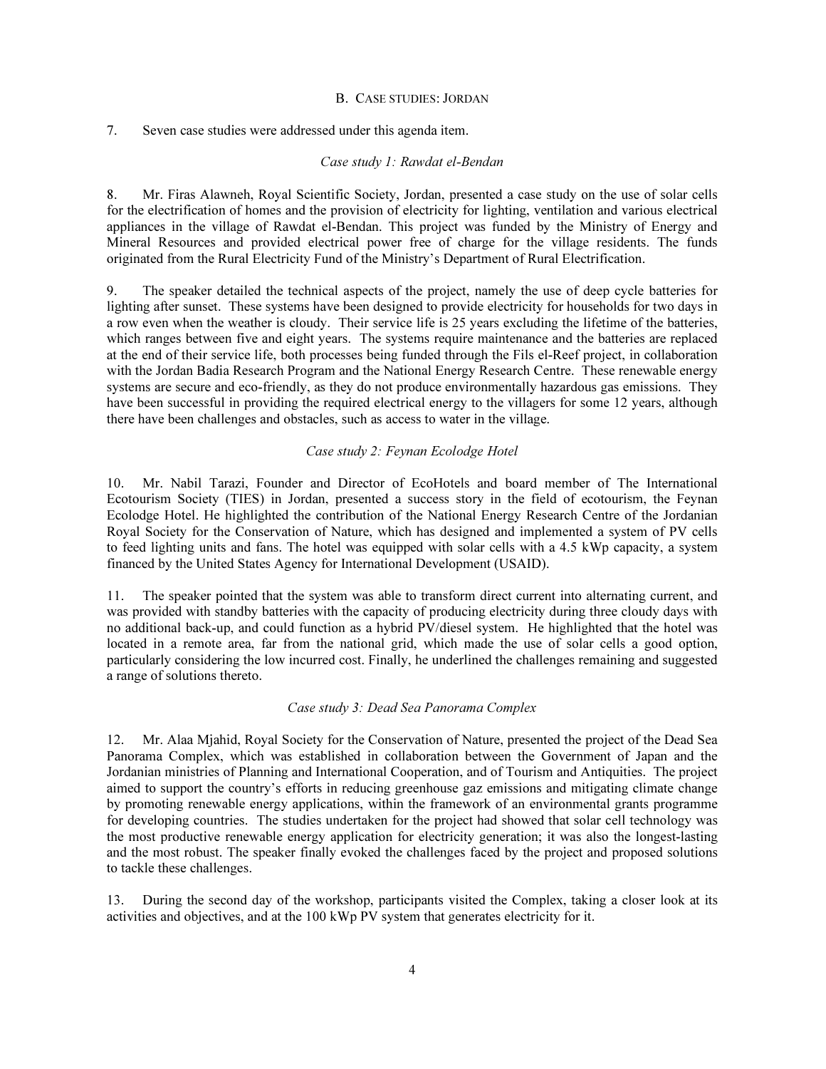## B. CASE STUDIES: JORDAN

7. Seven case studies were addressed under this agenda item.

*Case study 1: Rawdat el-Bendan*

8. Mr. Firas Alawneh, Royal Scientific Society, Jordan, presented a case study on the use of solar cells for the electrification of homes and the provision of electricity for lighting, ventilation and various electrical appliances in the village of Rawdat el-Bendan. This project was funded by the Ministry of Energy and Mineral Resources and provided electrical power free of charge for the village residents. The funds originated from the Rural Electricity Fund of the Ministry's Department of Rural Electrification.

9. The speaker detailed the technical aspects of the project, namely the use of deep cycle batteries for lighting after sunset. These systems have been designed to provide electricity for households for two days in a row even when the weather is cloudy. Their service life is 25 years excluding the lifetime of the batteries, which ranges between five and eight years. The systems require maintenance and the batteries are replaced at the end of their service life, both processes being funded through the Fils el-Reef project, in collaboration with the Jordan Badia Research Program and the National Energy Research Centre. These renewable energy systems are secure and eco-friendly, as they do not produce environmentally hazardous gas emissions. They have been successful in providing the required electrical energy to the villagers for some 12 years, although there have been challenges and obstacles, such as access to water in the village.

*Case study 2: Feynan Ecolodge Hotel*

10. Mr. Nabil Tarazi, Founder and Director of EcoHotels and board member of The International Ecotourism Society (TIES) in Jordan, presented a success story in the field of ecotourism, the Feynan Ecolodge Hotel. He highlighted the contribution of the National Energy Research Centre of the Jordanian Royal Society for the Conservation of Nature, which has designed and implemented a system of PV cells to feed lighting units and fans. The hotel was equipped with solar cells with a 4.5 kWp capacity, a system financed by the United States Agency for International Development (USAID).

11. The speaker pointed that the system was able to transform direct current into alternating current, and was provided with standby batteries with the capacity of producing electricity during three cloudy days with no additional back-up, and could function as a hybrid PV/diesel system. He highlighted that the hotel was located in a remote area, far from the national grid, which made the use of solar cells a good option, particularly considering the low incurred cost. Finally, he underlined the challenges remaining and suggested a range of solutions thereto.

*Case study 3: Dead Sea Panorama Complex*

12. Mr. Alaa Mjahid, Royal Society for the Conservation of Nature, presented the project of the Dead Sea Panorama Complex, which was established in collaboration between the Government of Japan and the Jordanian ministries of Planning and International Cooperation, and of Tourism and Antiquities. The project aimed to support the country's efforts in reducing greenhouse gaz emissions and mitigating climate change by promoting renewable energy applications, within the framework of an environmental grants programme for developing countries. The studies undertaken for the project had showed that solar cell technology was the most productive renewable energy application for electricity generation; it was also the longest-lasting and the most robust. The speaker finally evoked the challenges faced by the project and proposed solutions to tackle these challenges.

13. During the second day of the workshop, participants visited the Complex, taking a closer look at its activities and objectives, and at the 100 kWp PV system that generates electricity for it.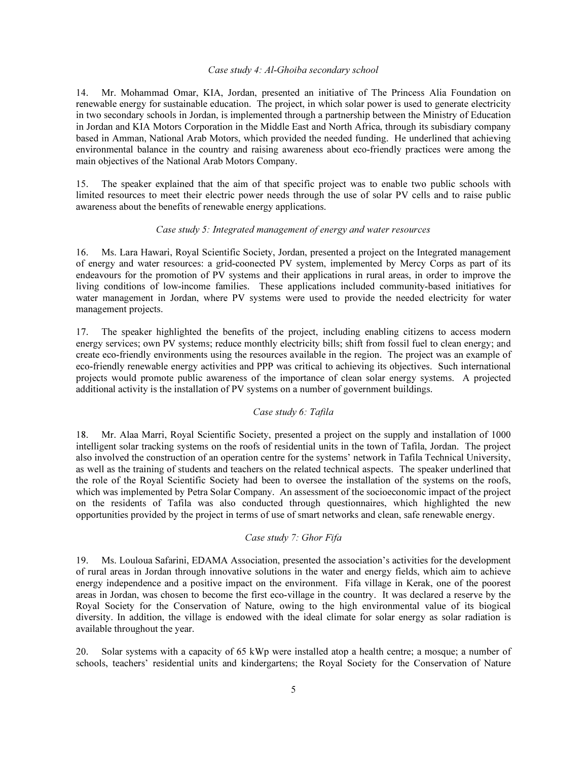*Case study 4: Al-Ghoiba secondary school*

14. Mr. Mohammad Omar, KIA, Jordan, presented an initiative of The Princess Alia Foundation on renewable energy for sustainable education. The project, in which solar power is used to generate electricity in two secondary schools in Jordan, is implemented through a partnership between the Ministry of Education in Jordan and KIA Motors Corporation in the Middle East and North Africa, through its subisdiary company based in Amman, National Arab Motors, which provided the needed funding. He underlined that achieving environmental balance in the country and raising awareness about eco-friendly practices were among the main objectives of the National Arab Motors Company.

15. The speaker explained that the aim of that specific project was to enable two public schools with limited resources to meet their electric power needs through the use of solar PV cells and to raise public awareness about the benefits of renewable energy applications.

*Case study 5: Integrated management of energy and water resources*

16. Ms. Lara Hawari, Royal Scientific Society, Jordan, presented a project on the Integrated management of energy and water resources: a grid-coonected PV system, implemented by Mercy Corps as part of its endeavours for the promotion of PV systems and their applications in rural areas, in order to improve the living conditions of low-income families. These applications included community-based initiatives for water management in Jordan, where PV systems were used to provide the needed electricity for water management projects.

17. The speaker highlighted the benefits of the project, including enabling citizens to access modern energy services; own PV systems; reduce monthly electricity bills; shift from fossil fuel to clean energy; and create eco-friendly environments using the resources available in the region. The project was an example of eco-friendly renewable energy activities and PPP was critical to achieving its objectives. Such international projects would promote public awareness of the importance of clean solar energy systems. A projected additional activity is the installation of PV systems on a number of government buildings.

*Case study 6: Tafila*

18. Mr. Alaa Marri, Royal Scientific Society, presented a project on the supply and installation of 1000 intelligent solar tracking systems on the roofs of residential units in the town of Tafila, Jordan. The project also involved the construction of an operation centre for the systems' network in Tafila Technical University, as well as the training of students and teachers on the related technical aspects. The speaker underlined that the role of the Royal Scientific Society had been to oversee the installation of the systems on the roofs, which was implemented by Petra Solar Company. An assessment of the socioeconomic impact of the project on the residents of Tafila was also conducted through questionnaires, which highlighted the new opportunities provided by the project in terms of use of smart networks and clean, safe renewable energy.

*Case study 7: Ghor Fifa*

19. Ms. Louloua Safarini, EDAMA Association, presented the association's activities for the development of rural areas in Jordan through innovative solutions in the water and energy fields, which aim to achieve energy independence and a positive impact on the environment. Fifa village in Kerak, one of the poorest areas in Jordan, was chosen to become the first eco-village in the country. It was declared a reserve by the Royal Society for the Conservation of Nature, owing to the high environmental value of its biogical diversity. In addition, the village is endowed with the ideal climate for solar energy as solar radiation is available throughout the year.

20. Solar systems with a capacity of 65 kWp were installed atop a health centre; a mosque; a number of schools, teachers' residential units and kindergartens; the Royal Society for the Conservation of Nature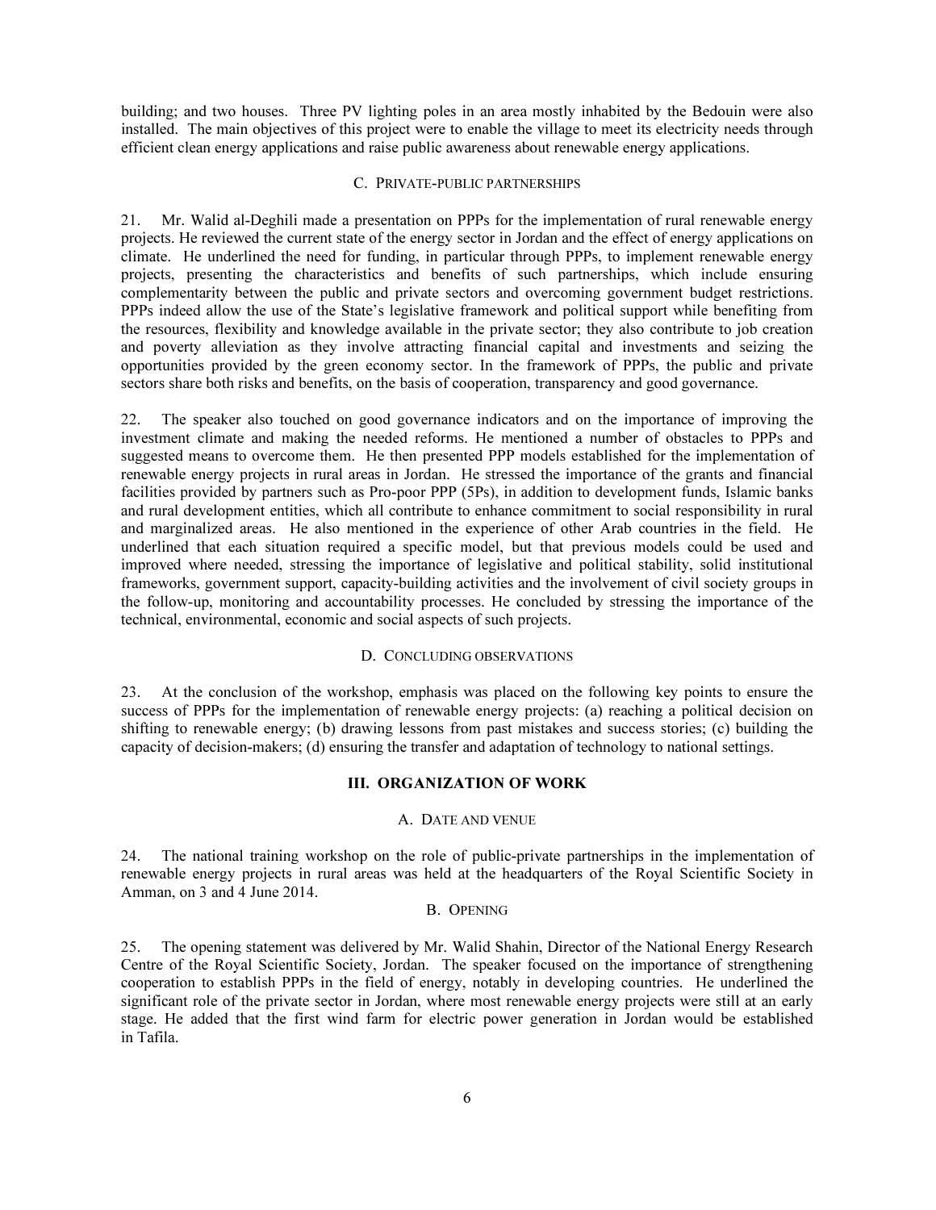building; and two houses. Three PV lighting poles in an area mostly inhabited by the Bedouin were also installed. The main objectives of this project were to enable the village to meet its electricity needs through efficient clean energy applications and raise public awareness about renewable energy applications.

### C. Private-public partnerships

21. Mr. Walid al-Deghili made a presentation on PPPs for the implementation of rural renewable energy projects. He reviewed the current state of the energy sector in Jordan and the effect of energy applications on climate. He underlined the need for funding, in particular through PPPs, to implement renewable energy projects, presenting the characteristics and benefits of such partnerships, which include ensuring complementarity between the public and private sectors and overcoming government budget restrictions. PPPs indeed allow the use of the State's legislative framework and political support while benefiting from the resources, flexibility and knowledge available in the private sector; they also contribute to job creation and poverty alleviation as they involve attracting financial capital and investments and seizing the opportunities provided by the green economy sector. In the framework of PPPs, the public and private sectors share both risks and benefits, on the basis of cooperation, transparency and good governance.

22. The speaker also touched on good governance indicators and on the importance of improving the investment climate and making the needed reforms. He mentioned a number of obstacles to PPPs and suggested means to overcome them. He then presented PPP models established for the implementation of renewable energy projects in rural areas in Jordan. He stressed the importance of the grants and financial facilities provided by partners such as Pro-poor PPP (5Ps), in addition to development funds, Islamic banks and rural development entities, which all contribute to enhance commitment to social responsibility in rural and marginalized areas. He also mentioned in the experience of other Arab countries in the field. He underlined that each situation required a specific model, but that previous models could be used and improved where needed, stressing the importance of legislative and political stability, solid institutional frameworks, government support, capacity-building activities and the involvement of civil society groups in the follow-up, monitoring and accountability processes. He concluded by stressing the importance of the technical, environmental, economic and social aspects of such projects.

### D. Concluding observations

23. At the conclusion of the workshop, emphasis was placed on the following key points to ensure the success of PPPs for the implementation of renewable energy projects: (a) reaching a political decision on shifting to renewable energy; (b) drawing lessons from past mistakes and success stories; (c) building the capacity of decision-makers; (d) ensuring the transfer and adaptation of technology to national settings.

## III. ORGANIZATION OF WORK

### A. Date and venue

24. The national training workshop on the role of public-private partnerships in the implementation of renewable energy projects in rural areas was held at the headquarters of the Royal Scientific Society in Amman, on 3 and 4 June 2014.

### B. Opening

25. The opening statement was delivered by Mr. Walid Shahin, Director of the National Energy Research Centre of the Royal Scientific Society, Jordan. The speaker focused on the importance of strengthening cooperation to establish PPPs in the field of energy, notably in developing countries. He underlined the significant role of the private sector in Jordan, where most renewable energy projects were still at an early stage. He added that the first wind farm for electric power generation in Jordan would be established in Tafila.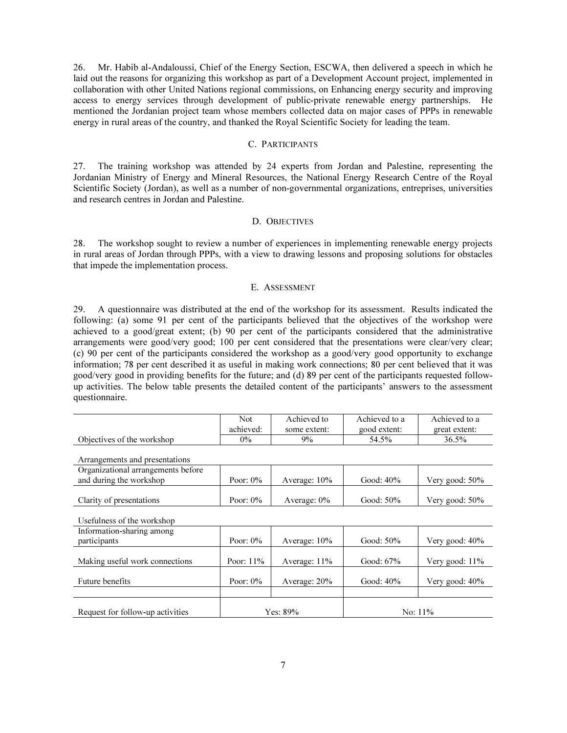26. Mr. Habib al-Andaloussi, Chief of the Energy Section, ESCWA, then delivered a speech in which he laid out the reasons for organizing this workshop as part of a Development Account project, implemented in collaboration with other United Nations regional commissions, on Enhancing energy security and improving access to energy services through development of public-private renewable energy partnerships. He mentioned the Jordanian project team whose members collected data on major cases of PPPs in renewable energy in rural areas of the country, and thanked the Royal Scientific Society for leading the team.

### C. Participants

27. The training workshop was attended by 24 experts from Jordan and Palestine, representing the Jordanian Ministry of Energy and Mineral Resources, the National Energy Research Centre of the Royal Scientific Society (Jordan), as well as a number of non-governmental organizations, entreprises, universities and research centres in Jordan and Palestine.

### D. Objectives

28. The workshop sought to review a number of experiences in implementing renewable energy projects in rural areas of Jordan through PPPs, with a view to drawing lessons and proposing solutions for obstacles that impede the implementation process.

### E. Assessment

29. A questionnaire was distributed at the end of the workshop for its assessment. Results indicated the following: (a) some 91 per cent of the participants believed that the objectives of the workshop were achieved to a good/great extent; (b) 90 per cent of the participants considered that the administrative arrangements were good/very good; 100 per cent considered that the presentations were clear/very clear; (c) 90 per cent of the participants considered the workshop as a good/very good opportunity to exchange information; 78 per cent described it as useful in making work connections; 80 per cent believed that it was good/very good in providing benefits for the future; and (d) 89 per cent of the participants requested follow-up activities. The below table presents the detailed content of the participants' answers to the assessment questionnaire.

| | Not achieved: | Achieved to some extent: | Achieved to a good extent: | Achieved to a great extent: |
|---|---|---|---|---|
| Objectives of the workshop | 0% | 9% | 54.5% | 36.5% |
| Arrangements and presentations | | | | |
| Organizational arrangements before and during the workshop | Poor: 0% | Average: 10% | Good: 40% | Very good: 50% |
| Clarity of presentations | Poor: 0% | Average: 0% | Good: 50% | Very good: 50% |
| Usefulness of the workshop | | | | |
| Information-sharing among participants | Poor: 0% | Average: 10% | Good: 50% | Very good: 40% |
| Making useful work connections | Poor: 11% | Average: 11% | Good: 67% | Very good: 11% |
| Future benefits | Poor: 0% | Average: 20% | Good: 40% | Very good: 40% |
| Request for follow-up activities | Yes: 89% | | No: 11% | |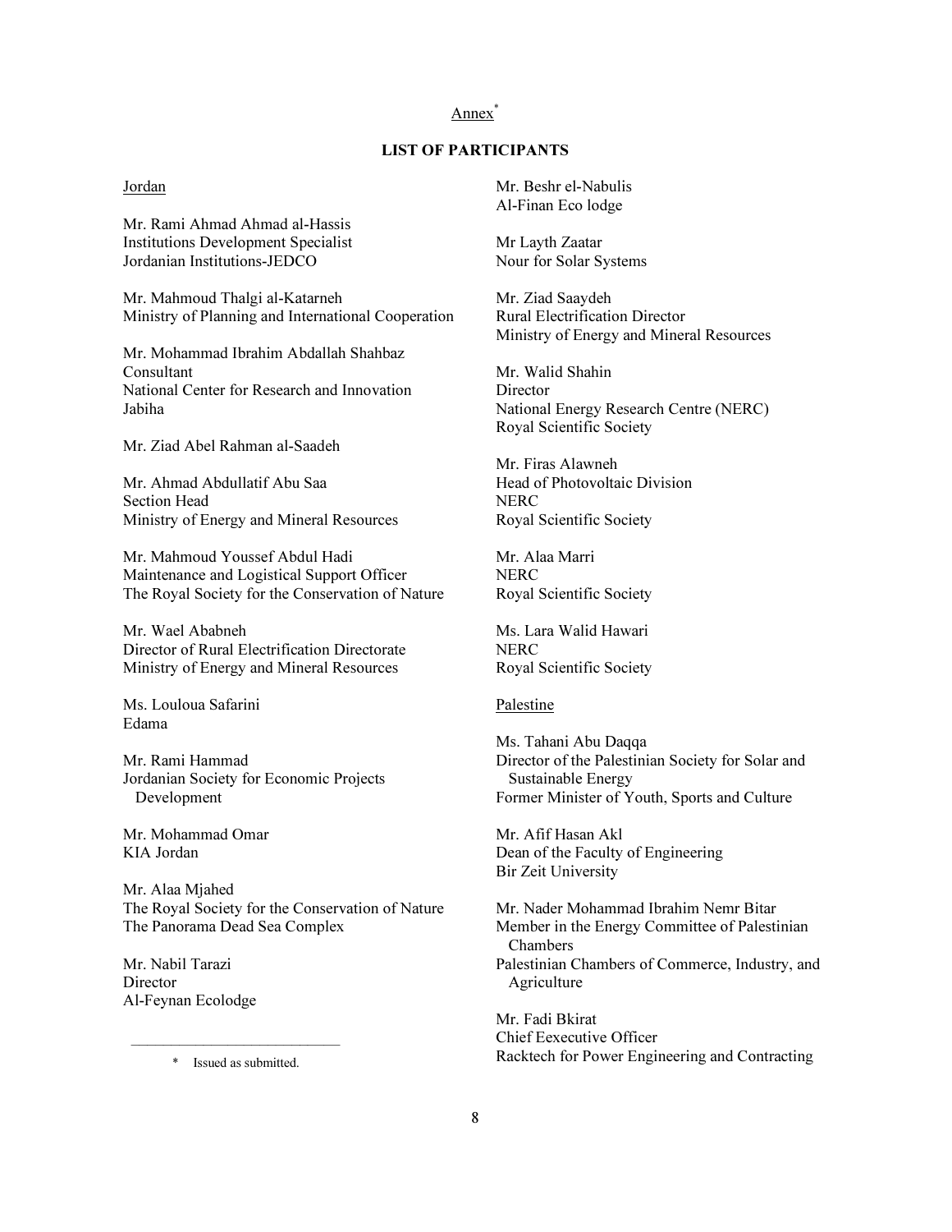Annex[*]

**LIST OF PARTICIPANTS**

Jordan

Mr. Rami Ahmad Ahmad al-Hassis
Institutions Development Specialist
Jordanian Institutions-JEDCO

Mr. Mahmoud Thalgi al-Katarneh
Ministry of Planning and International Cooperation

Mr. Mohammad Ibrahim Abdallah Shahbaz
Consultant
National Center for Research and Innovation
Jabiha

Mr. Ziad Abel Rahman al-Saadeh

Mr. Ahmad Abdullatif Abu Saa
Section Head
Ministry of Energy and Mineral Resources

Mr. Mahmoud Youssef Abdul Hadi
Maintenance and Logistical Support Officer
The Royal Society for the Conservation of Nature

Mr. Wael Ababneh
Director of Rural Electrification Directorate
Ministry of Energy and Mineral Resources

Ms. Louloua Safarini
Edama

Mr. Rami Hammad
Jordanian Society for Economic Projects Development

Mr. Mohammad Omar
KIA Jordan

Mr. Alaa Mjahed
The Royal Society for the Conservation of Nature
The Panorama Dead Sea Complex

Mr. Nabil Tarazi
Director
Al-Feynan Ecolodge

Mr. Beshr el-Nabulis
Al-Finan Eco lodge

Mr Layth Zaatar
Nour for Solar Systems

Mr. Ziad Saaydeh
Rural Electrification Director
Ministry of Energy and Mineral Resources

Mr. Walid Shahin
Director
National Energy Research Centre (NERC)
Royal Scientific Society

Mr. Firas Alawneh
Head of Photovoltaic Division
NERC
Royal Scientific Society

Mr. Alaa Marri
NERC
Royal Scientific Society

Ms. Lara Walid Hawari
NERC
Royal Scientific Society

Palestine

Ms. Tahani Abu Daqqa
Director of the Palestinian Society for Solar and Sustainable Energy
Former Minister of Youth, Sports and Culture

Mr. Afif Hasan Akl
Dean of the Faculty of Engineering
Bir Zeit University

Mr. Nader Mohammad Ibrahim Nemr Bitar
Member in the Energy Committee of Palestinian Chambers
Palestinian Chambers of Commerce, Industry, and Agriculture

Mr. Fadi Bkirat
Chief Eexecutive Officer
Racktech for Power Engineering and Contracting

---

\* Issued as submitted.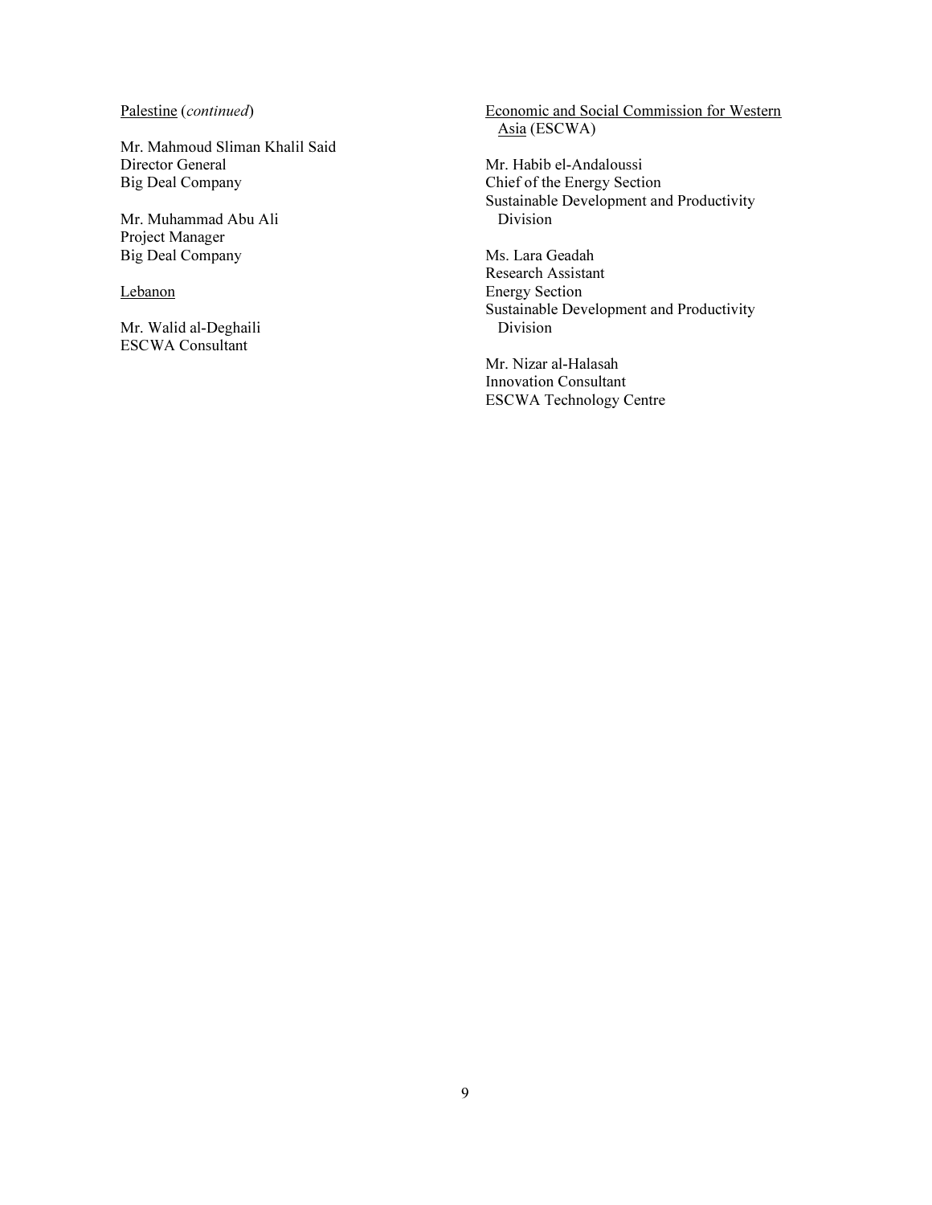Palestine (*continued*)

Mr. Mahmoud Sliman Khalil Said
Director General
Big Deal Company

Mr. Muhammad Abu Ali
Project Manager
Big Deal Company

Lebanon

Mr. Walid al-Deghaili
ESCWA Consultant

Economic and Social Commission for Western Asia (ESCWA)

Mr. Habib el-Andaloussi
Chief of the Energy Section
Sustainable Development and Productivity Division

Ms. Lara Geadah
Research Assistant
Energy Section
Sustainable Development and Productivity Division

Mr. Nizar al-Halasah
Innovation Consultant
ESCWA Technology Centre